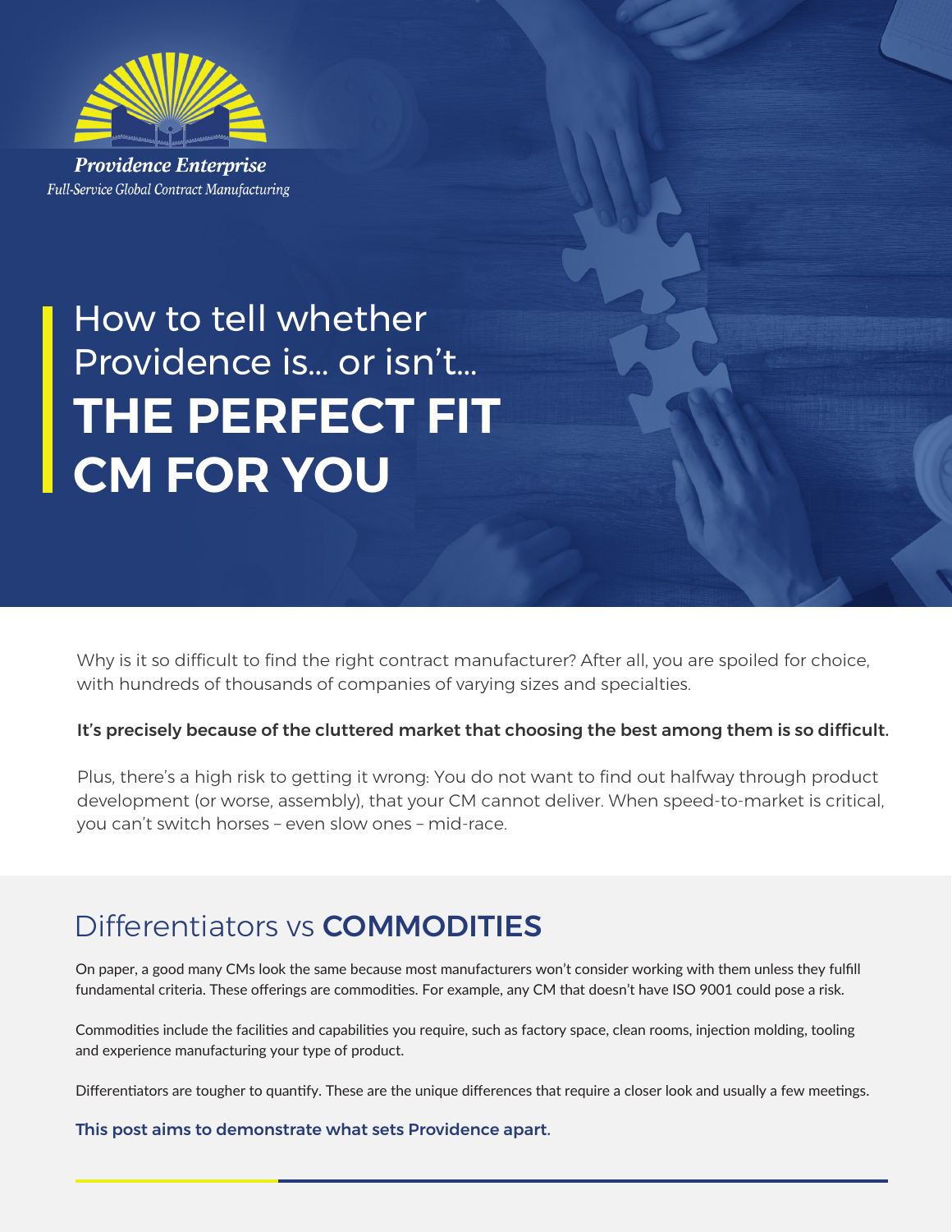**Providence Enterprise**

*Full-Service Global Contract Manufacturing*

# How to tell whether Providence is... or isn't... **THE PERFECT FIT CM FOR YOU**

Why is it so difficult to find the right contract manufacturer? After all, you are spoiled for choice, with hundreds of thousands of companies of varying sizes and specialties.

**It's precisely because of the cluttered market that choosing the best among them is so difficult.**

Plus, there's a high risk to getting it wrong: You do not want to find out halfway through product development (or worse, assembly), that your CM cannot deliver. When speed-to-market is critical, you can't switch horses – even slow ones – mid-race.

## Differentiators vs **COMMODITIES**

On paper, a good many CMs look the same because most manufacturers won't consider working with them unless they fulfill fundamental criteria. These offerings are commodities. For example, any CM that doesn't have ISO 9001 could pose a risk.

Commodities include the facilities and capabilities you require, such as factory space, clean rooms, injection molding, tooling and experience manufacturing your type of product.

Differentiators are tougher to quantify. These are the unique differences that require a closer look and usually a few meetings.

**This post aims to demonstrate what sets Providence apart.**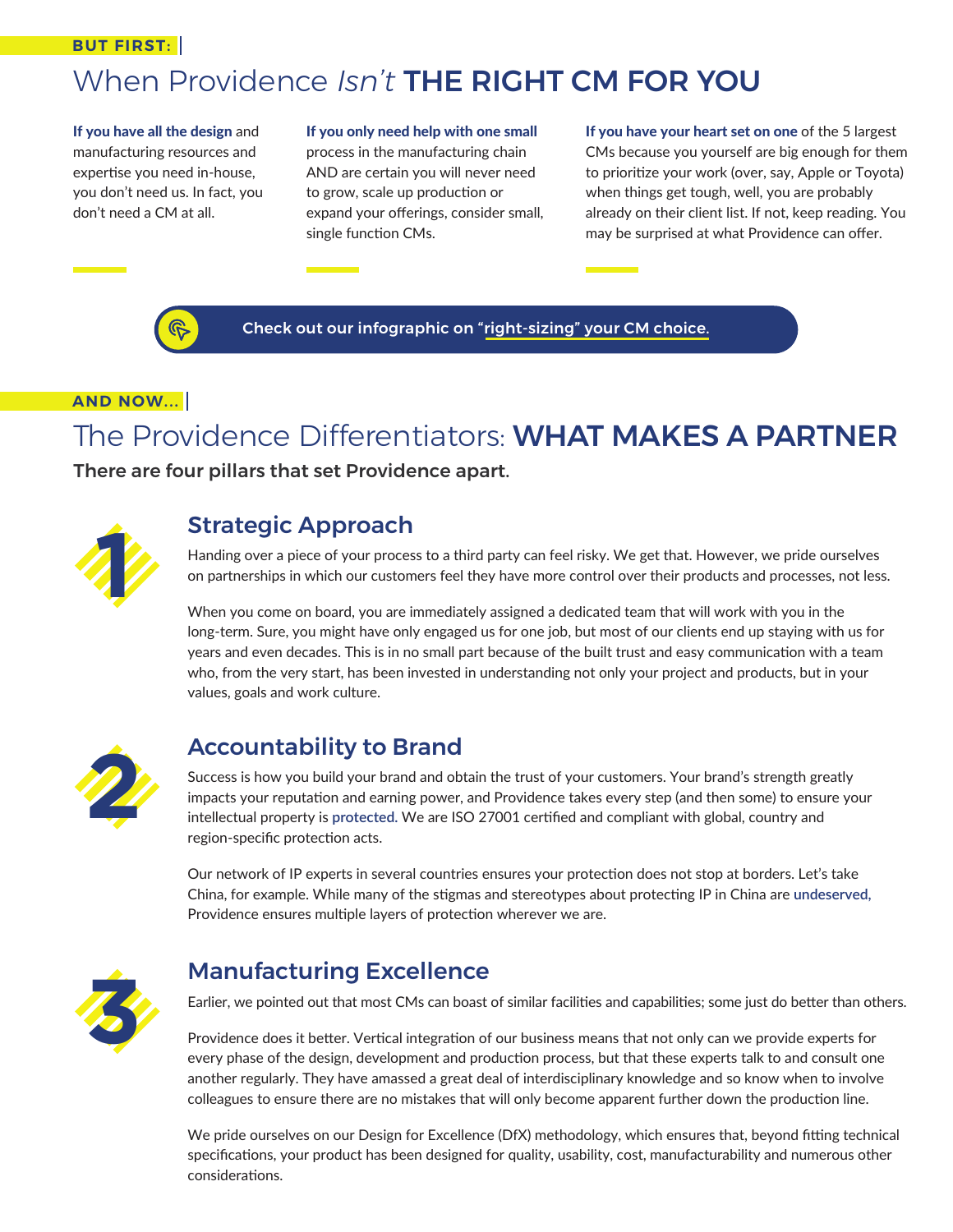BUT FIRST:

## When Providence *Isn't* **THE RIGHT CM FOR YOU**

**If you have all the design** and manufacturing resources and expertise you need in-house, you don't need us. In fact, you don't need a CM at all.

**If you only need help with one small** process in the manufacturing chain AND are certain you will never need to grow, scale up production or expand your offerings, consider small, single function CMs.

**If you have your heart set on one** of the 5 largest CMs because you yourself are big enough for them to prioritize your work (over, say, Apple or Toyota) when things get tough, well, you are probably already on their client list. If not, keep reading. You may be surprised at what Providence can offer.

**Check out our infographic on "right-sizing" your CM choice.**

AND NOW...

## The Providence Differentiators: **WHAT MAKES A PARTNER**

**There are four pillars that set Providence apart.**

### 1 Strategic Approach

Handing over a piece of your process to a third party can feel risky. We get that. However, we pride ourselves on partnerships in which our customers feel they have more control over their products and processes, not less.

When you come on board, you are immediately assigned a dedicated team that will work with you in the long-term. Sure, you might have only engaged us for one job, but most of our clients end up staying with us for years and even decades. This is in no small part because of the built trust and easy communication with a team who, from the very start, has been invested in understanding not only your project and products, but in your values, goals and work culture.

### 2 Accountability to Brand

Success is how you build your brand and obtain the trust of your customers. Your brand's strength greatly impacts your reputation and earning power, and Providence takes every step (and then some) to ensure your intellectual property is protected. We are ISO 27001 certified and compliant with global, country and region-specific protection acts.

Our network of IP experts in several countries ensures your protection does not stop at borders. Let's take China, for example. While many of the stigmas and stereotypes about protecting IP in China are undeserved, Providence ensures multiple layers of protection wherever we are.

### 3 Manufacturing Excellence

Earlier, we pointed out that most CMs can boast of similar facilities and capabilities; some just do better than others.

Providence does it better. Vertical integration of our business means that not only can we provide experts for every phase of the design, development and production process, but that these experts talk to and consult one another regularly. They have amassed a great deal of interdisciplinary knowledge and so know when to involve colleagues to ensure there are no mistakes that will only become apparent further down the production line.

We pride ourselves on our Design for Excellence (DfX) methodology, which ensures that, beyond fitting technical specifications, your product has been designed for quality, usability, cost, manufacturability and numerous other considerations.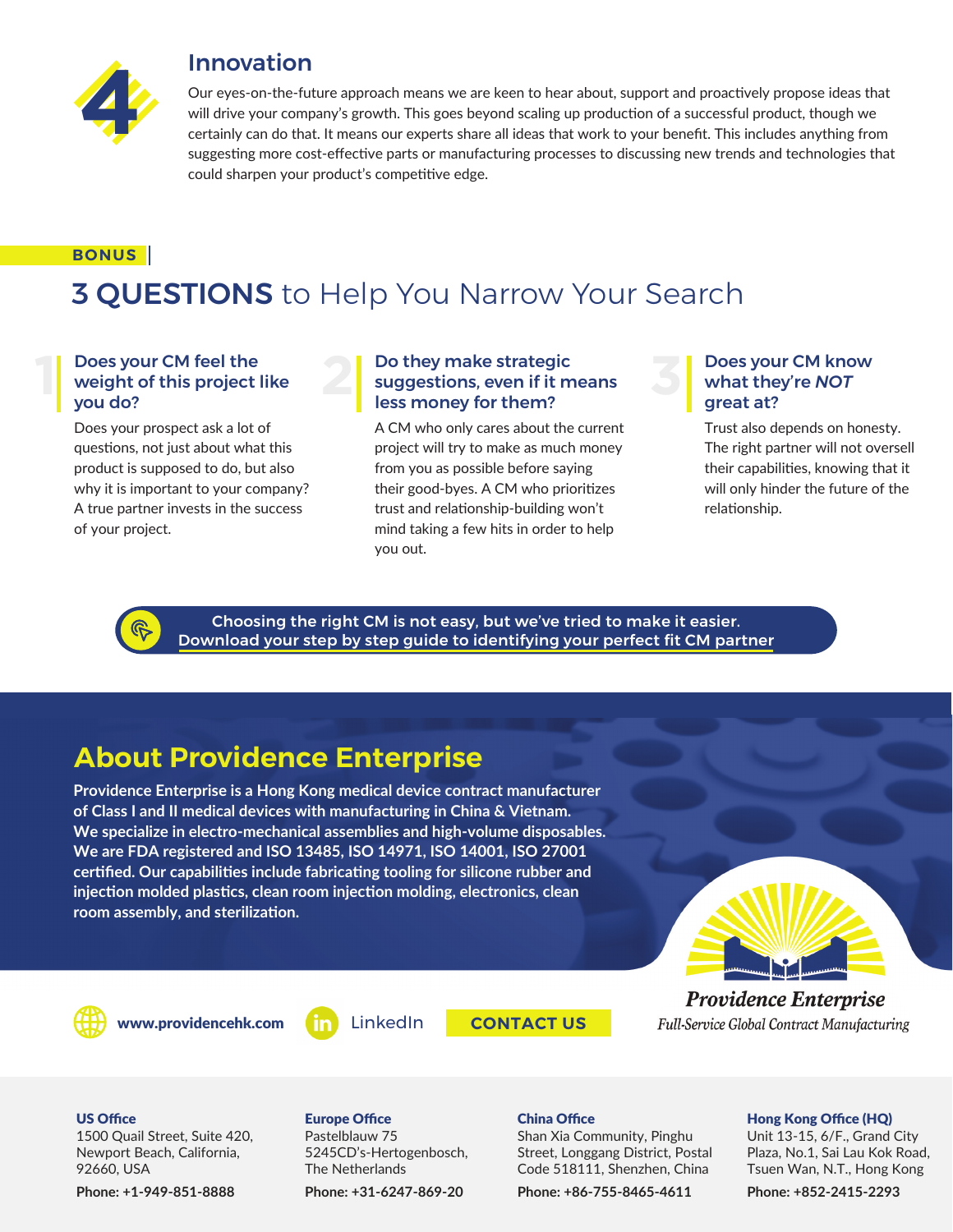## 4 Innovation

Our eyes-on-the-future approach means we are keen to hear about, support and proactively propose ideas that will drive your company's growth. This goes beyond scaling up production of a successful product, though we certainly can do that. It means our experts share all ideas that work to your benefit. This includes anything from suggesting more cost-effective parts or manufacturing processes to discussing new trends and technologies that could sharpen your product's competitive edge.

**BONUS**

# **3 QUESTIONS** to Help You Narrow Your Search

### 1 Does your CM feel the weight of this project like you do?

Does your prospect ask a lot of questions, not just about what this product is supposed to do, but also why it is important to your company? A true partner invests in the success of your project.

### 2 Do they make strategic suggestions, even if it means less money for them?

A CM who only cares about the current project will try to make as much money from you as possible before saying their good-byes. A CM who prioritizes trust and relationship-building won't mind taking a few hits in order to help you out.

### 3 Does your CM know what they're *NOT* great at?

Trust also depends on honesty. The right partner will not oversell their capabilities, knowing that it will only hinder the future of the relationship.

Choosing the right CM is not easy, but we've tried to make it easier.
Download your step by step guide to identifying your perfect fit CM partner

## About Providence Enterprise

**Providence Enterprise is a Hong Kong medical device contract manufacturer of Class I and II medical devices with manufacturing in China & Vietnam. We specialize in electro-mechanical assemblies and high-volume disposables. We are FDA registered and ISO 13485, ISO 14971, ISO 14001, ISO 27001 certified. Our capabilities include fabricating tooling for silicone rubber and injection molded plastics, clean room injection molding, electronics, clean room assembly, and sterilization.**

**www.providencehk.com** LinkedIn **CONTACT US**

*Providence Enterprise*
*Full-Service Global Contract Manufacturing*

**US Office**
1500 Quail Street, Suite 420, Newport Beach, California, 92660, USA
**Phone: +1-949-851-8888**

**Europe Office**
Pastelblauw 75
5245CD's-Hertogenbosch, The Netherlands
**Phone: +31-6247-869-20**

**China Office**
Shan Xia Community, Pinghu Street, Longgang District, Postal Code 518111, Shenzhen, China
**Phone: +86-755-8465-4611**

**Hong Kong Office (HQ)**
Unit 13-15, 6/F., Grand City Plaza, No.1, Sai Lau Kok Road, Tsuen Wan, N.T., Hong Kong
**Phone: +852-2415-2293**